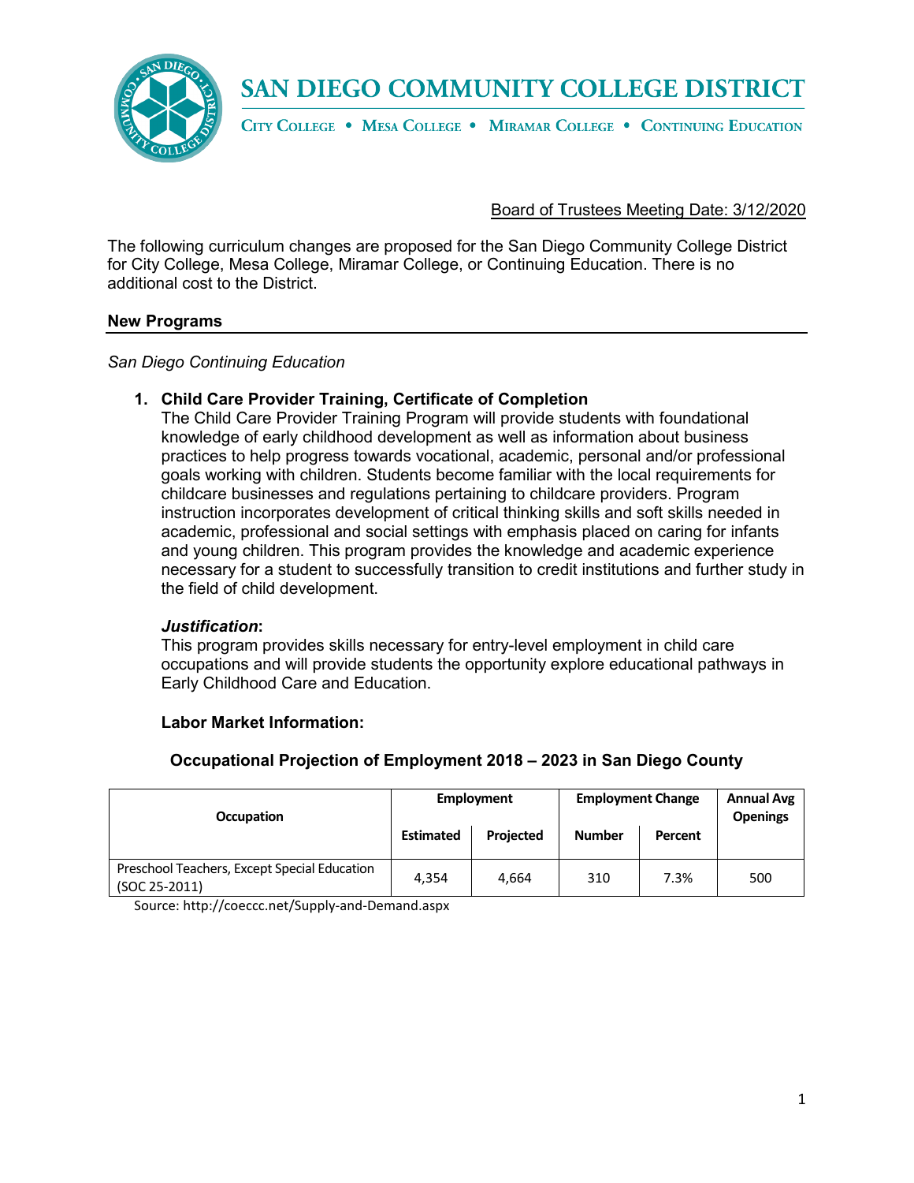# SAN DIEGO COMMUNITY COLLEGE DISTRICT

CITY COLLEGE • MESA COLLEGE • MIRAMAR COLLEGE • CONTINUING EDUCATION

Board of Trustees Meeting Date: 3/12/2020

The following curriculum changes are proposed for the San Diego Community College District for City College, Mesa College, Miramar College, or Continuing Education. There is no additional cost to the District.

## New Programs

*San Diego Continuing Education*

1. **Child Care Provider Training, Certificate of Completion**
   The Child Care Provider Training Program will provide students with foundational knowledge of early childhood development as well as information about business practices to help progress towards vocational, academic, personal and/or professional goals working with children. Students become familiar with the local requirements for childcare businesses and regulations pertaining to childcare providers. Program instruction incorporates development of critical thinking skills and soft skills needed in academic, professional and social settings with emphasis placed on caring for infants and young children. This program provides the knowledge and academic experience necessary for a student to successfully transition to credit institutions and further study in the field of child development.

   ***Justification*:**
   This program provides skills necessary for entry-level employment in child care occupations and will provide students the opportunity explore educational pathways in Early Childhood Care and Education.

   **Labor Market Information:**

   **Occupational Projection of Employment 2018 – 2023 in San Diego County**

| Occupation | Employment | | Employment Change | | Annual Avg Openings |
|---|---|---|---|---|---|
| | Estimated | Projected | Number | Percent | |
| Preschool Teachers, Except Special Education (SOC 25-2011) | 4,354 | 4,664 | 310 | 7.3% | 500 |

Source: http://coeccc.net/Supply-and-Demand.aspx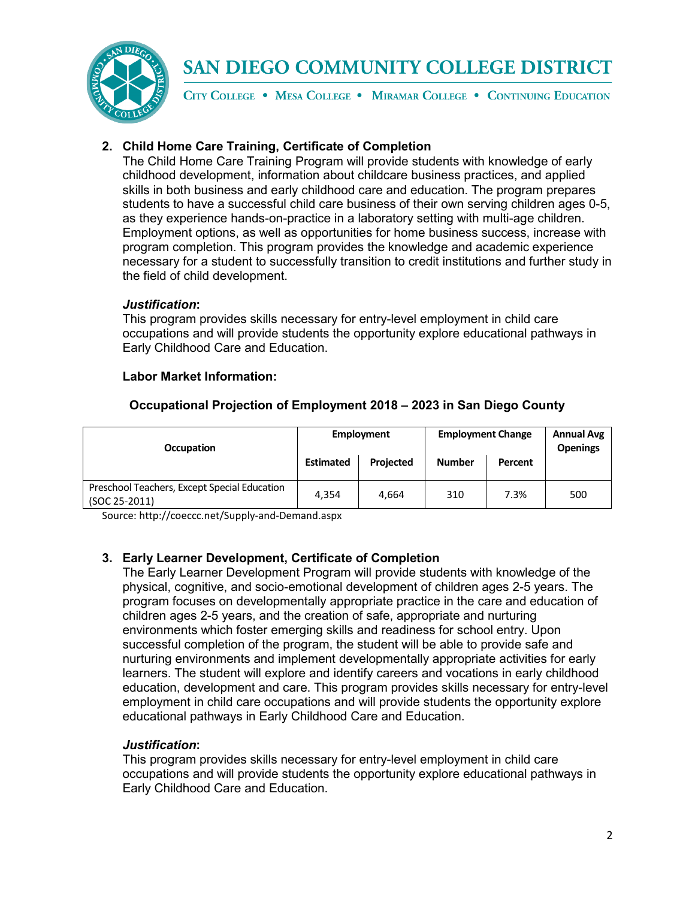2. **Child Home Care Training, Certificate of Completion**
   The Child Home Care Training Program will provide students with knowledge of early childhood development, information about childcare business practices, and applied skills in both business and early childhood care and education. The program prepares students to have a successful child care business of their own serving children ages 0-5, as they experience hands-on-practice in a laboratory setting with multi-age children. Employment options, as well as opportunities for home business success, increase with program completion. This program provides the knowledge and academic experience necessary for a student to successfully transition to credit institutions and further study in the field of child development.

   ***Justification***:
   This program provides skills necessary for entry-level employment in child care occupations and will provide students the opportunity explore educational pathways in Early Childhood Care and Education.

   **Labor Market Information:**

   **Occupational Projection of Employment 2018 – 2023 in San Diego County**

| Occupation | Employment | | Employment Change | | Annual Avg Openings |
|---|---|---|---|---|---|
| | Estimated | Projected | Number | Percent | |
| Preschool Teachers, Except Special Education (SOC 25-2011) | 4,354 | 4,664 | 310 | 7.3% | 500 |

   Source: http://coeccc.net/Supply-and-Demand.aspx

3. **Early Learner Development, Certificate of Completion**
   The Early Learner Development Program will provide students with knowledge of the physical, cognitive, and socio-emotional development of children ages 2-5 years. The program focuses on developmentally appropriate practice in the care and education of children ages 2-5 years, and the creation of safe, appropriate and nurturing environments which foster emerging skills and readiness for school entry. Upon successful completion of the program, the student will be able to provide safe and nurturing environments and implement developmentally appropriate activities for early learners. The student will explore and identify careers and vocations in early childhood education, development and care. This program provides skills necessary for entry-level employment in child care occupations and will provide students the opportunity explore educational pathways in Early Childhood Care and Education.

   ***Justification***:
   This program provides skills necessary for entry-level employment in child care occupations and will provide students the opportunity explore educational pathways in Early Childhood Care and Education.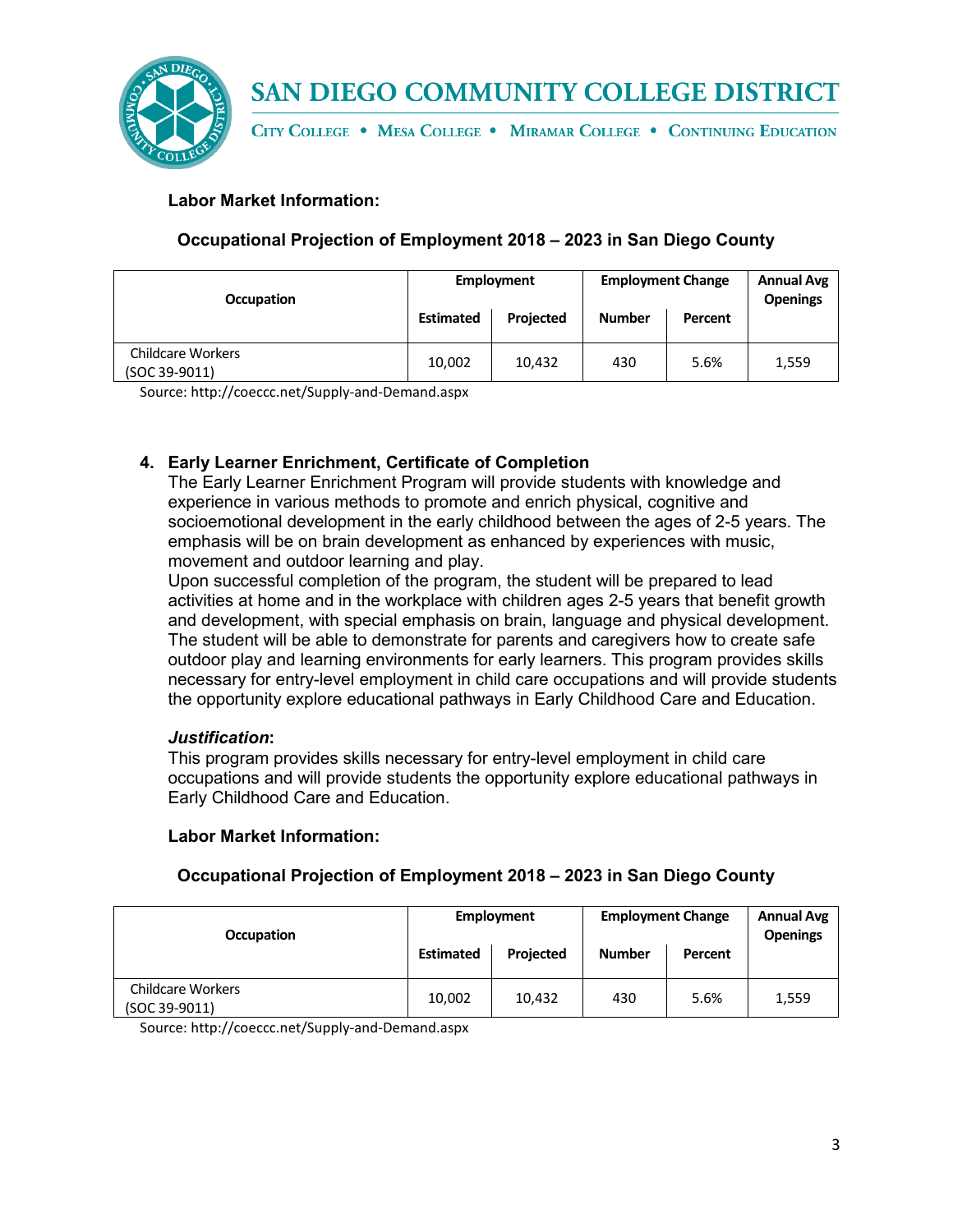**Labor Market Information:**

**Occupational Projection of Employment 2018 – 2023 in San Diego County**

| Occupation | Employment | | Employment Change | | Annual Avg Openings |
|---|---|---|---|---|---|
| | Estimated | Projected | Number | Percent | |
| Childcare Workers (SOC 39-9011) | 10,002 | 10,432 | 430 | 5.6% | 1,559 |

Source: http://coeccc.net/Supply-and-Demand.aspx

## 4. Early Learner Enrichment, Certificate of Completion

The Early Learner Enrichment Program will provide students with knowledge and experience in various methods to promote and enrich physical, cognitive and socioemotional development in the early childhood between the ages of 2-5 years. The emphasis will be on brain development as enhanced by experiences with music, movement and outdoor learning and play.

Upon successful completion of the program, the student will be prepared to lead activities at home and in the workplace with children ages 2-5 years that benefit growth and development, with special emphasis on brain, language and physical development. The student will be able to demonstrate for parents and caregivers how to create safe outdoor play and learning environments for early learners. This program provides skills necessary for entry-level employment in child care occupations and will provide students the opportunity explore educational pathways in Early Childhood Care and Education.

***Justification*:**

This program provides skills necessary for entry-level employment in child care occupations and will provide students the opportunity explore educational pathways in Early Childhood Care and Education.

**Labor Market Information:**

**Occupational Projection of Employment 2018 – 2023 in San Diego County**

| Occupation | Employment | | Employment Change | | Annual Avg Openings |
|---|---|---|---|---|---|
| | Estimated | Projected | Number | Percent | |
| Childcare Workers (SOC 39-9011) | 10,002 | 10,432 | 430 | 5.6% | 1,559 |

Source: http://coeccc.net/Supply-and-Demand.aspx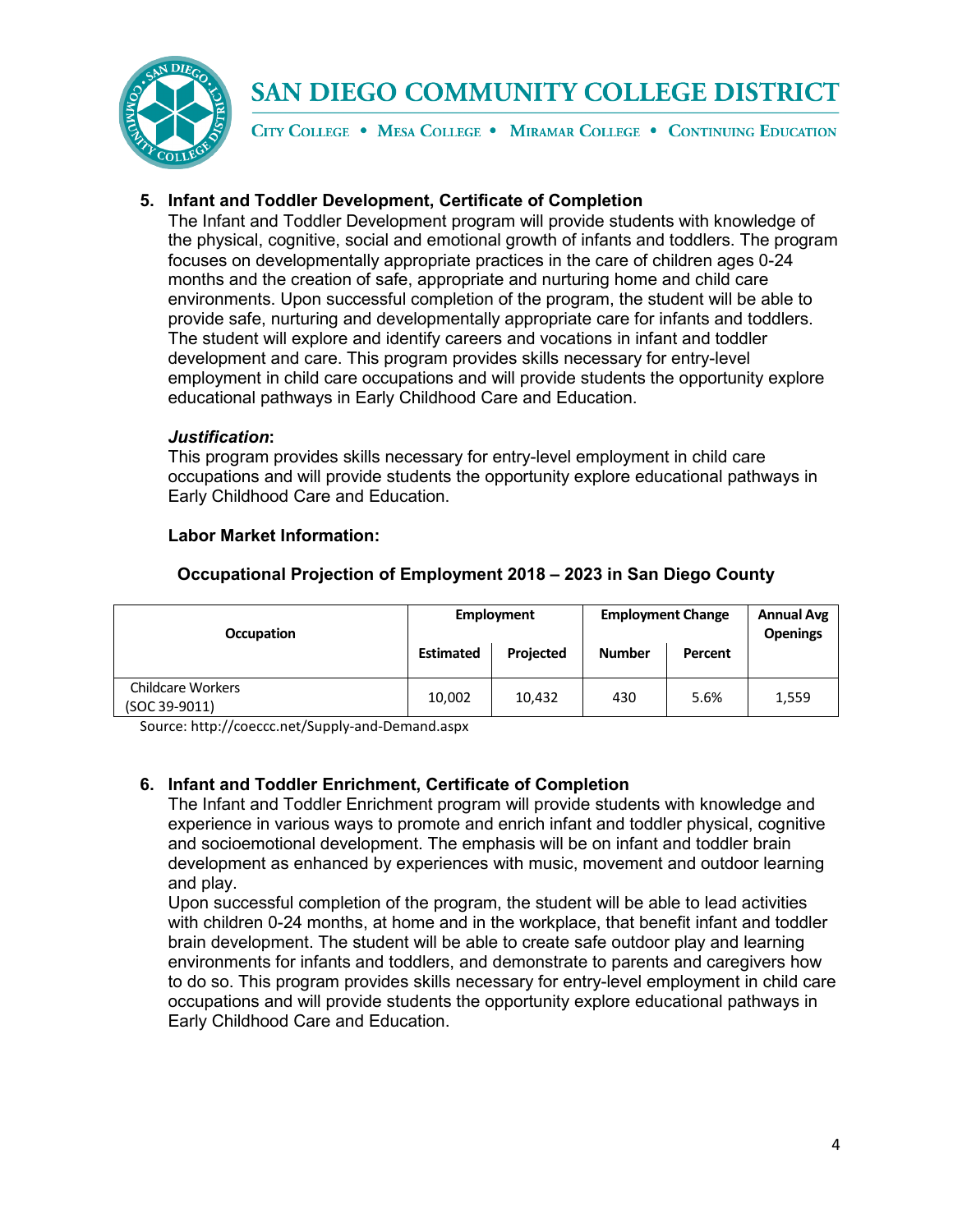5. **Infant and Toddler Development, Certificate of Completion**

   The Infant and Toddler Development program will provide students with knowledge of the physical, cognitive, social and emotional growth of infants and toddlers. The program focuses on developmentally appropriate practices in the care of children ages 0-24 months and the creation of safe, appropriate and nurturing home and child care environments. Upon successful completion of the program, the student will be able to provide safe, nurturing and developmentally appropriate care for infants and toddlers. The student will explore and identify careers and vocations in infant and toddler development and care. This program provides skills necessary for entry-level employment in child care occupations and will provide students the opportunity explore educational pathways in Early Childhood Care and Education.

   ***Justification*:**

   This program provides skills necessary for entry-level employment in child care occupations and will provide students the opportunity explore educational pathways in Early Childhood Care and Education.

   **Labor Market Information:**

   **Occupational Projection of Employment 2018 – 2023 in San Diego County**

| Occupation | Employment | | Employment Change | | Annual Avg Openings |
|---|---|---|---|---|---|
| | Estimated | Projected | Number | Percent | |
| Childcare Workers (SOC 39-9011) | 10,002 | 10,432 | 430 | 5.6% | 1,559 |

   Source: http://coeccc.net/Supply-and-Demand.aspx

6. **Infant and Toddler Enrichment, Certificate of Completion**

   The Infant and Toddler Enrichment program will provide students with knowledge and experience in various ways to promote and enrich infant and toddler physical, cognitive and socioemotional development. The emphasis will be on infant and toddler brain development as enhanced by experiences with music, movement and outdoor learning and play.

   Upon successful completion of the program, the student will be able to lead activities with children 0-24 months, at home and in the workplace, that benefit infant and toddler brain development. The student will be able to create safe outdoor play and learning environments for infants and toddlers, and demonstrate to parents and caregivers how to do so. This program provides skills necessary for entry-level employment in child care occupations and will provide students the opportunity explore educational pathways in Early Childhood Care and Education.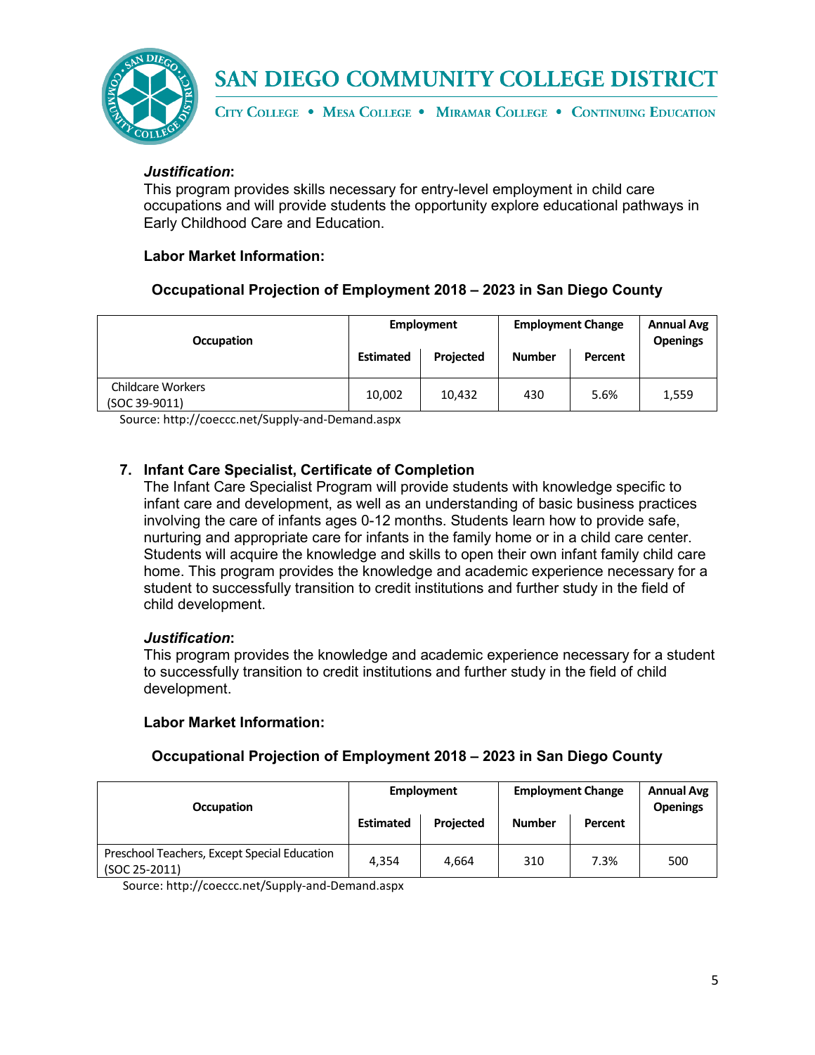***Justification***:
This program provides skills necessary for entry-level employment in child care occupations and will provide students the opportunity explore educational pathways in Early Childhood Care and Education.

**Labor Market Information:**

**Occupational Projection of Employment 2018 – 2023 in San Diego County**

| Occupation | Employment | | Employment Change | | Annual Avg Openings |
|---|---|---|---|---|---|
| | Estimated | Projected | Number | Percent | |
| Childcare Workers (SOC 39-9011) | 10,002 | 10,432 | 430 | 5.6% | 1,559 |

Source: http://coeccc.net/Supply-and-Demand.aspx

**7. Infant Care Specialist, Certificate of Completion**

The Infant Care Specialist Program will provide students with knowledge specific to infant care and development, as well as an understanding of basic business practices involving the care of infants ages 0-12 months. Students learn how to provide safe, nurturing and appropriate care for infants in the family home or in a child care center. Students will acquire the knowledge and skills to open their own infant family child care home. This program provides the knowledge and academic experience necessary for a student to successfully transition to credit institutions and further study in the field of child development.

***Justification***:
This program provides the knowledge and academic experience necessary for a student to successfully transition to credit institutions and further study in the field of child development.

**Labor Market Information:**

**Occupational Projection of Employment 2018 – 2023 in San Diego County**

| Occupation | Employment | | Employment Change | | Annual Avg Openings |
|---|---|---|---|---|---|
| | Estimated | Projected | Number | Percent | |
| Preschool Teachers, Except Special Education (SOC 25-2011) | 4,354 | 4,664 | 310 | 7.3% | 500 |

Source: http://coeccc.net/Supply-and-Demand.aspx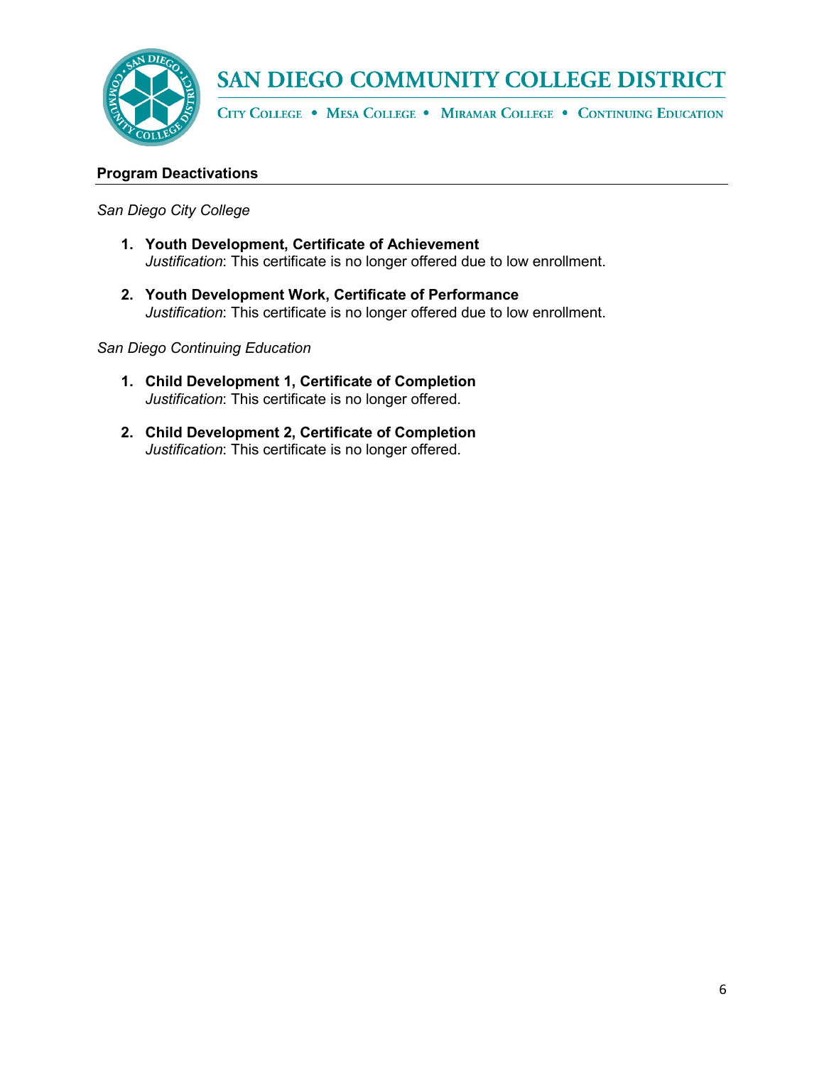**Program Deactivations**

*San Diego City College*

1. **Youth Development, Certificate of Achievement**
   *Justification*: This certificate is no longer offered due to low enrollment.

2. **Youth Development Work, Certificate of Performance**
   *Justification*: This certificate is no longer offered due to low enrollment.

*San Diego Continuing Education*

1. **Child Development 1, Certificate of Completion**
   *Justification*: This certificate is no longer offered.

2. **Child Development 2, Certificate of Completion**
   *Justification*: This certificate is no longer offered.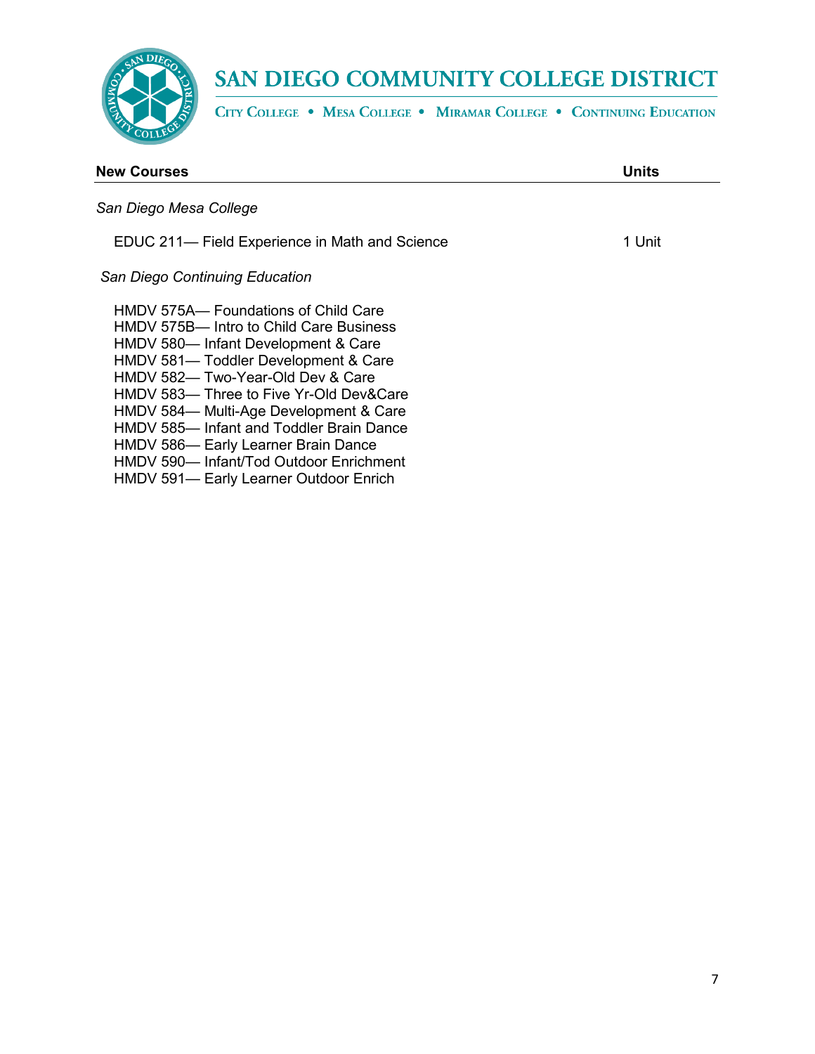| New Courses | Units |
|---|---|
| *San Diego Mesa College* | |
| EDUC 211— Field Experience in Math and Science | 1 Unit |
| *San Diego Continuing Education* | |
| HMDV 575A— Foundations of Child Care | |
| HMDV 575B— Intro to Child Care Business | |
| HMDV 580— Infant Development & Care | |
| HMDV 581— Toddler Development & Care | |
| HMDV 582— Two-Year-Old Dev & Care | |
| HMDV 583— Three to Five Yr-Old Dev&Care | |
| HMDV 584— Multi-Age Development & Care | |
| HMDV 585— Infant and Toddler Brain Dance | |
| HMDV 586— Early Learner Brain Dance | |
| HMDV 590— Infant/Tod Outdoor Enrichment | |
| HMDV 591— Early Learner Outdoor Enrich | |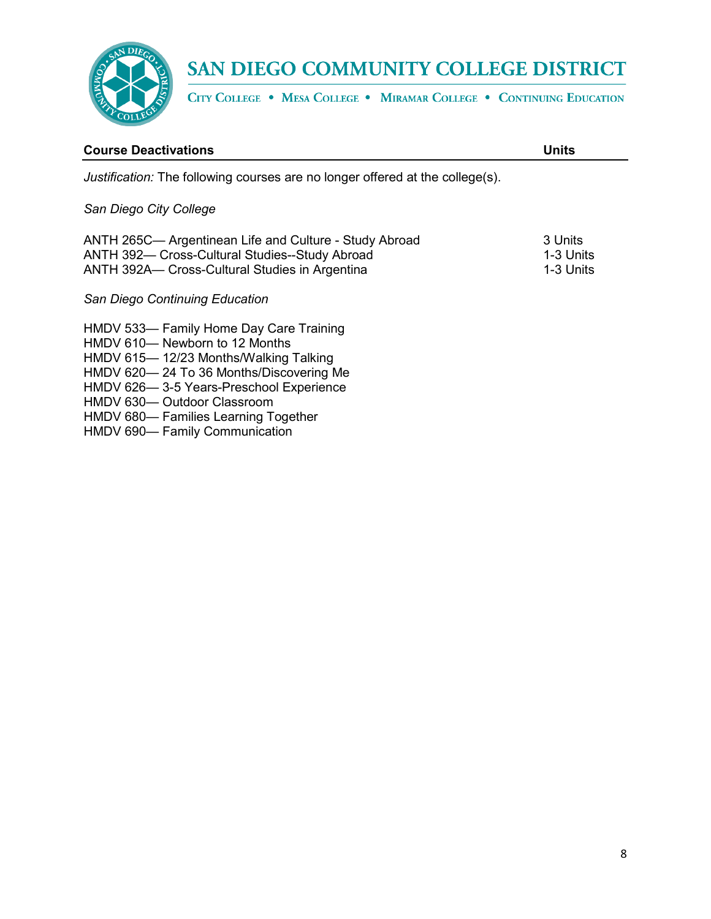# SAN DIEGO COMMUNITY COLLEGE DISTRICT

CITY COLLEGE • MESA COLLEGE • MIRAMAR COLLEGE • CONTINUING EDUCATION

| **Course Deactivations** | **Units** |
|---|---|

*Justification:* The following courses are no longer offered at the college(s).

*San Diego City College*

| | |
|---|---|
| ANTH 265C— Argentinean Life and Culture - Study Abroad | 3 Units |
| ANTH 392— Cross-Cultural Studies--Study Abroad | 1-3 Units |
| ANTH 392A— Cross-Cultural Studies in Argentina | 1-3 Units |

*San Diego Continuing Education*

HMDV 533— Family Home Day Care Training
HMDV 610— Newborn to 12 Months
HMDV 615— 12/23 Months/Walking Talking
HMDV 620— 24 To 36 Months/Discovering Me
HMDV 626— 3-5 Years-Preschool Experience
HMDV 630— Outdoor Classroom
HMDV 680— Families Learning Together
HMDV 690— Family Communication